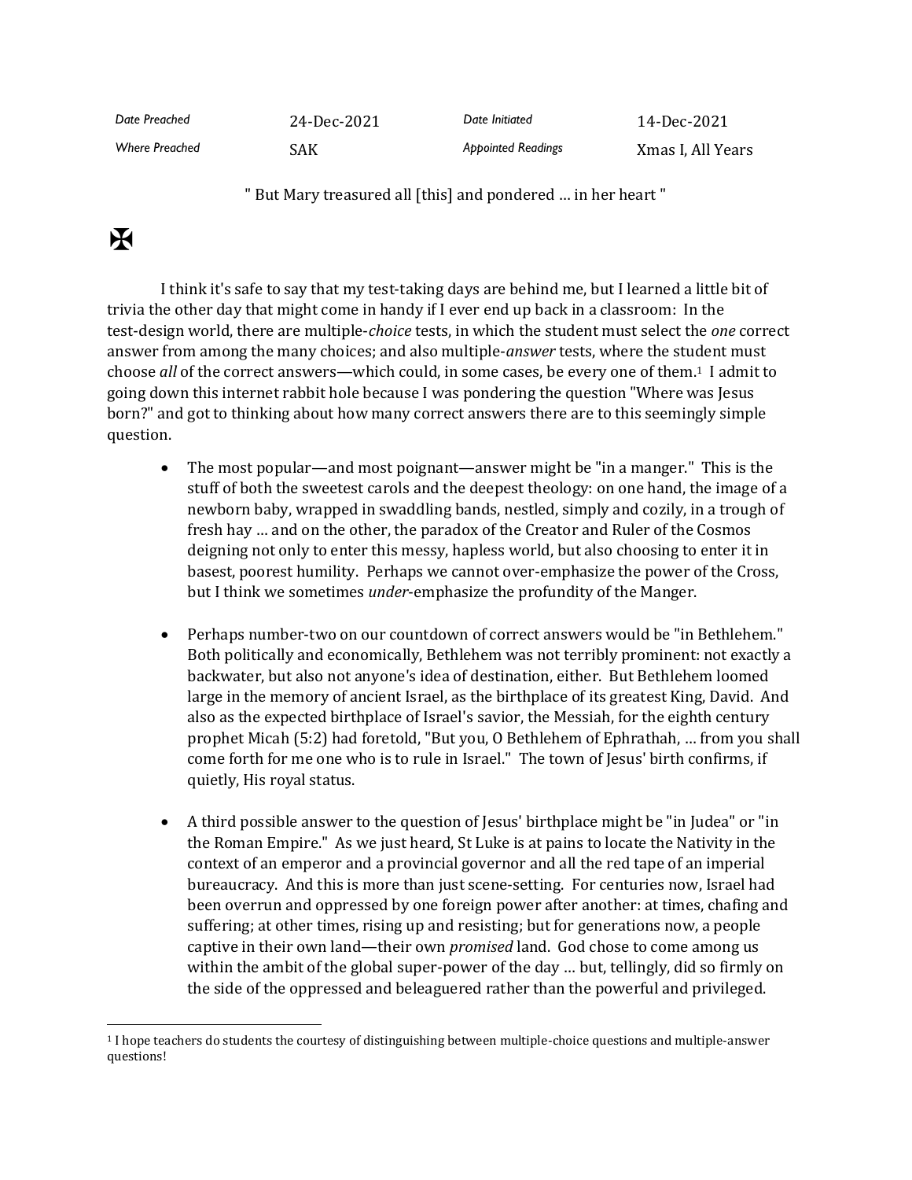| Date Preached | 24-Dec-2021 | Date Initiated | 14-Dec-2021 |
|---|---|---|---|
| Where Preached | SAK | Appointed Readings | Xmas I, All Years |

" But Mary treasured all [this] and pondered … in her heart "

✠

I think it's safe to say that my test-taking days are behind me, but I learned a little bit of trivia the other day that might come in handy if I ever end up back in a classroom: In the test-design world, there are multiple-*choice* tests, in which the student must select the *one* correct answer from among the many choices; and also multiple-*answer* tests, where the student must choose *all* of the correct answers—which could, in some cases, be every one of them.[1] I admit to going down this internet rabbit hole because I was pondering the question "Where was Jesus born?" and got to thinking about how many correct answers there are to this seemingly simple question.

- The most popular—and most poignant—answer might be "in a manger." This is the stuff of both the sweetest carols and the deepest theology: on one hand, the image of a newborn baby, wrapped in swaddling bands, nestled, simply and cozily, in a trough of fresh hay … and on the other, the paradox of the Creator and Ruler of the Cosmos deigning not only to enter this messy, hapless world, but also choosing to enter it in basest, poorest humility. Perhaps we cannot over-emphasize the power of the Cross, but I think we sometimes *under*-emphasize the profundity of the Manger.

- Perhaps number-two on our countdown of correct answers would be "in Bethlehem." Both politically and economically, Bethlehem was not terribly prominent: not exactly a backwater, but also not anyone's idea of destination, either. But Bethlehem loomed large in the memory of ancient Israel, as the birthplace of its greatest King, David. And also as the expected birthplace of Israel's savior, the Messiah, for the eighth century prophet Micah (5:2) had foretold, "But you, O Bethlehem of Ephrathah, … from you shall come forth for me one who is to rule in Israel." The town of Jesus' birth confirms, if quietly, His royal status.

- A third possible answer to the question of Jesus' birthplace might be "in Judea" or "in the Roman Empire." As we just heard, St Luke is at pains to locate the Nativity in the context of an emperor and a provincial governor and all the red tape of an imperial bureaucracy. And this is more than just scene-setting. For centuries now, Israel had been overrun and oppressed by one foreign power after another: at times, chafing and suffering; at other times, rising up and resisting; but for generations now, a people captive in their own land—their own *promised* land. God chose to come among us within the ambit of the global super-power of the day … but, tellingly, did so firmly on the side of the oppressed and beleaguered rather than the powerful and privileged.

[1] I hope teachers do students the courtesy of distinguishing between multiple-choice questions and multiple-answer questions!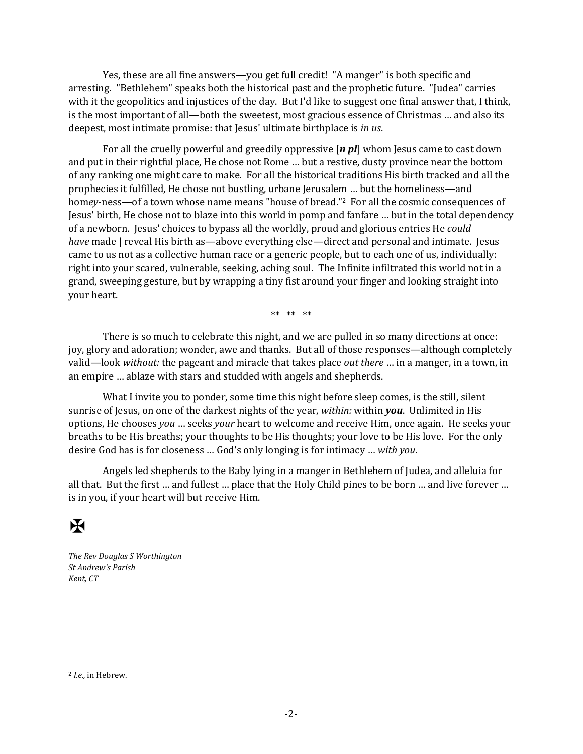Yes, these are all fine answers—you get full credit! "A manger" is both specific and arresting. "Bethlehem" speaks both the historical past and the prophetic future. "Judea" carries with it the geopolitics and injustices of the day. But I'd like to suggest one final answer that, I think, is the most important of all—both the sweetest, most gracious essence of Christmas … and also its deepest, most intimate promise: that Jesus' ultimate birthplace is *in us*.

For all the cruelly powerful and greedily oppressive [***n pl***] whom Jesus came to cast down and put in their rightful place, He chose not Rome … but a restive, dusty province near the bottom of any ranking one might care to make. For all the historical traditions His birth tracked and all the prophecies it fulfilled, He chose not bustling, urbane Jerusalem … but the homeliness—and hom*ey*-ness—of a town whose name means "house of bread."[2] For all the cosmic consequences of Jesus' birth, He chose not to blaze into this world in pomp and fanfare … but in the total dependency of a newborn. Jesus' choices to bypass all the worldly, proud and glorious entries He *could have* made | reveal His birth as—above everything else—direct and personal and intimate. Jesus came to us not as a collective human race or a generic people, but to each one of us, individually: right into your scared, vulnerable, seeking, aching soul. The Infinite infiltrated this world not in a grand, sweeping gesture, but by wrapping a tiny fist around your finger and looking straight into your heart.

** ** **

There is so much to celebrate this night, and we are pulled in so many directions at once: joy, glory and adoration; wonder, awe and thanks. But all of those responses—although completely valid—look *without:* the pageant and miracle that takes place *out there* … in a manger, in a town, in an empire … ablaze with stars and studded with angels and shepherds.

What I invite you to ponder, some time this night before sleep comes, is the still, silent sunrise of Jesus, on one of the darkest nights of the year, *within:* within ***you***. Unlimited in His options, He chooses *you* … seeks *your* heart to welcome and receive Him, once again. He seeks your breaths to be His breaths; your thoughts to be His thoughts; your love to be His love. For the only desire God has is for closeness … God's only longing is for intimacy … *with you*.

Angels led shepherds to the Baby lying in a manger in Bethlehem of Judea, and alleluia for all that. But the first … and fullest … place that the Holy Child pines to be born … and live forever … is in you, if your heart will but receive Him.

✠

*The Rev Douglas S Worthington*
*St Andrew's Parish*
*Kent, CT*

---

[2] *I.e.,* in Hebrew.